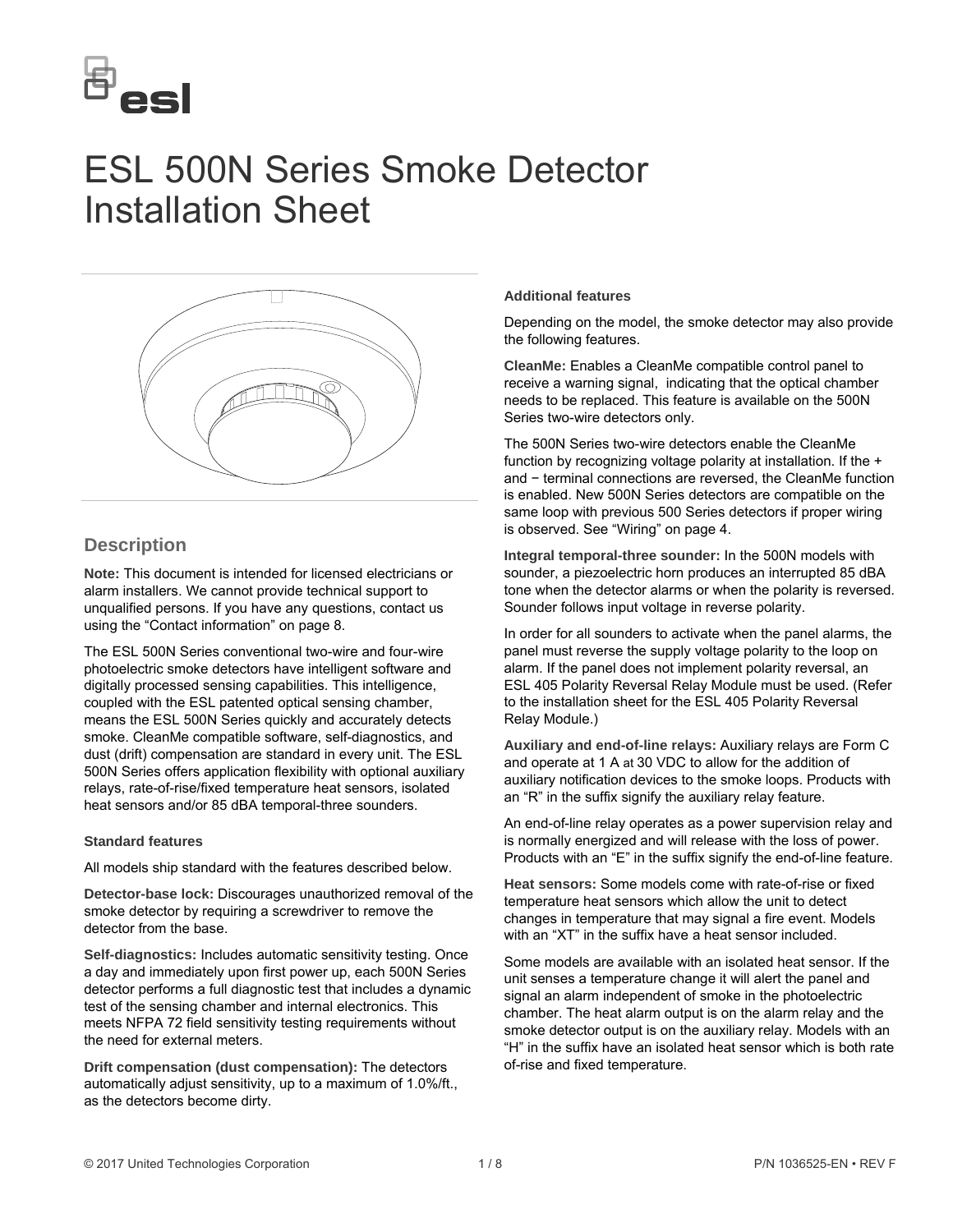# ESL 500N Series Smoke Detector Installation Sheet

## Description

**Note:** This document is intended for licensed electricians or alarm installers. We cannot provide technical support to unqualified persons. If you have any questions, contact us using the "Contact information" on page 8.

The ESL 500N Series conventional two-wire and four-wire photoelectric smoke detectors have intelligent software and digitally processed sensing capabilities. This intelligence, coupled with the ESL patented optical sensing chamber, means the ESL 500N Series quickly and accurately detects smoke. CleanMe compatible software, self-diagnostics, and dust (drift) compensation are standard in every unit. The ESL 500N Series offers application flexibility with optional auxiliary relays, rate-of-rise/fixed temperature heat sensors, isolated heat sensors and/or 85 dBA temporal-three sounders.

### Standard features

All models ship standard with the features described below.

**Detector-base lock:** Discourages unauthorized removal of the smoke detector by requiring a screwdriver to remove the detector from the base.

**Self-diagnostics:** Includes automatic sensitivity testing. Once a day and immediately upon first power up, each 500N Series detector performs a full diagnostic test that includes a dynamic test of the sensing chamber and internal electronics. This meets NFPA 72 field sensitivity testing requirements without the need for external meters.

**Drift compensation (dust compensation):** The detectors automatically adjust sensitivity, up to a maximum of 1.0%/ft., as the detectors become dirty.

### Additional features

Depending on the model, the smoke detector may also provide the following features.

**CleanMe:** Enables a CleanMe compatible control panel to receive a warning signal, indicating that the optical chamber needs to be replaced. This feature is available on the 500N Series two-wire detectors only.

The 500N Series two-wire detectors enable the CleanMe function by recognizing voltage polarity at installation. If the + and − terminal connections are reversed, the CleanMe function is enabled. New 500N Series detectors are compatible on the same loop with previous 500 Series detectors if proper wiring is observed. See "Wiring" on page 4.

**Integral temporal-three sounder:** In the 500N models with sounder, a piezoelectric horn produces an interrupted 85 dBA tone when the detector alarms or when the polarity is reversed. Sounder follows input voltage in reverse polarity.

In order for all sounders to activate when the panel alarms, the panel must reverse the supply voltage polarity to the loop on alarm. If the panel does not implement polarity reversal, an ESL 405 Polarity Reversal Relay Module must be used. (Refer to the installation sheet for the ESL 405 Polarity Reversal Relay Module.)

**Auxiliary and end-of-line relays:** Auxiliary relays are Form C and operate at 1 A at 30 VDC to allow for the addition of auxiliary notification devices to the smoke loops. Products with an "R" in the suffix signify the auxiliary relay feature.

An end-of-line relay operates as a power supervision relay and is normally energized and will release with the loss of power. Products with an "E" in the suffix signify the end-of-line feature.

**Heat sensors:** Some models come with rate-of-rise or fixed temperature heat sensors which allow the unit to detect changes in temperature that may signal a fire event. Models with an "XT" in the suffix have a heat sensor included.

Some models are available with an isolated heat sensor. If the unit senses a temperature change it will alert the panel and signal an alarm independent of smoke in the photoelectric chamber. The heat alarm output is on the alarm relay and the smoke detector output is on the auxiliary relay. Models with an "H" in the suffix have an isolated heat sensor which is both rate of-rise and fixed temperature.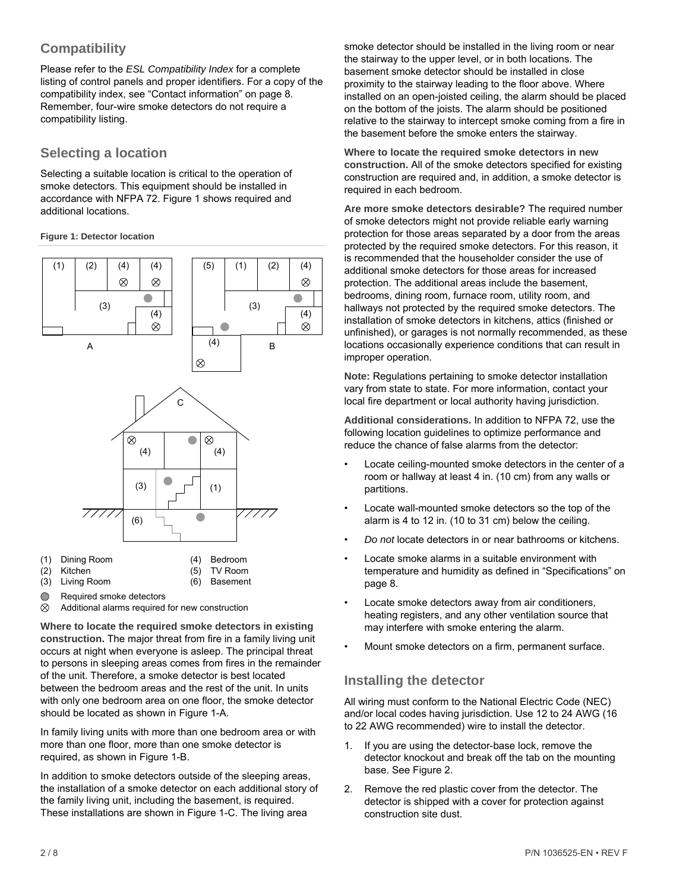## Compatibility

Please refer to the *ESL Compatibility Index* for a complete listing of control panels and proper identifiers. For a copy of the compatibility index, see "Contact information" on page 8. Remember, four-wire smoke detectors do not require a compatibility listing.

## Selecting a location

Selecting a suitable location is critical to the operation of smoke detectors. This equipment should be installed in accordance with NFPA 72. Figure 1 shows required and additional locations.

**Figure 1: Detector location**

(1) Dining Room
(2) Kitchen
(3) Living Room
(4) Bedroom
(5) TV Room
(6) Basement

● Required smoke detectors
⊗ Additional alarms required for new construction

**Where to locate the required smoke detectors in existing construction.** The major threat from fire in a family living unit occurs at night when everyone is asleep. The principal threat to persons in sleeping areas comes from fires in the remainder of the unit. Therefore, a smoke detector is best located between the bedroom areas and the rest of the unit. In units with only one bedroom area on one floor, the smoke detector should be located as shown in Figure 1-A.

In family living units with more than one bedroom area or with more than one floor, more than one smoke detector is required, as shown in Figure 1-B.

In addition to smoke detectors outside of the sleeping areas, the installation of a smoke detector on each additional story of the family living unit, including the basement, is required. These installations are shown in Figure 1-C. The living area smoke detector should be installed in the living room or near the stairway to the upper level, or in both locations. The basement smoke detector should be installed in close proximity to the stairway leading to the floor above. Where installed on an open-joisted ceiling, the alarm should be placed on the bottom of the joists. The alarm should be positioned relative to the stairway to intercept smoke coming from a fire in the basement before the smoke enters the stairway.

**Where to locate the required smoke detectors in new construction.** All of the smoke detectors specified for existing construction are required and, in addition, a smoke detector is required in each bedroom.

**Are more smoke detectors desirable?** The required number of smoke detectors might not provide reliable early warning protection for those areas separated by a door from the areas protected by the required smoke detectors. For this reason, it is recommended that the householder consider the use of additional smoke detectors for those areas for increased protection. The additional areas include the basement, bedrooms, dining room, furnace room, utility room, and hallways not protected by the required smoke detectors. The installation of smoke detectors in kitchens, attics (finished or unfinished), or garages is not normally recommended, as these locations occasionally experience conditions that can result in improper operation.

**Note:** Regulations pertaining to smoke detector installation vary from state to state. For more information, contact your local fire department or local authority having jurisdiction.

**Additional considerations.** In addition to NFPA 72, use the following location guidelines to optimize performance and reduce the chance of false alarms from the detector:

- Locate ceiling-mounted smoke detectors in the center of a room or hallway at least 4 in. (10 cm) from any walls or partitions.
- Locate wall-mounted smoke detectors so the top of the alarm is 4 to 12 in. (10 to 31 cm) below the ceiling.
- *Do not* locate detectors in or near bathrooms or kitchens.
- Locate smoke alarms in a suitable environment with temperature and humidity as defined in "Specifications" on page 8.
- Locate smoke detectors away from air conditioners, heating registers, and any other ventilation source that may interfere with smoke entering the alarm.
- Mount smoke detectors on a firm, permanent surface.

## Installing the detector

All wiring must conform to the National Electric Code (NEC) and/or local codes having jurisdiction. Use 12 to 24 AWG (16 to 22 AWG recommended) wire to install the detector.

1. If you are using the detector-base lock, remove the detector knockout and break off the tab on the mounting base. See Figure 2.
2. Remove the red plastic cover from the detector. The detector is shipped with a cover for protection against construction site dust.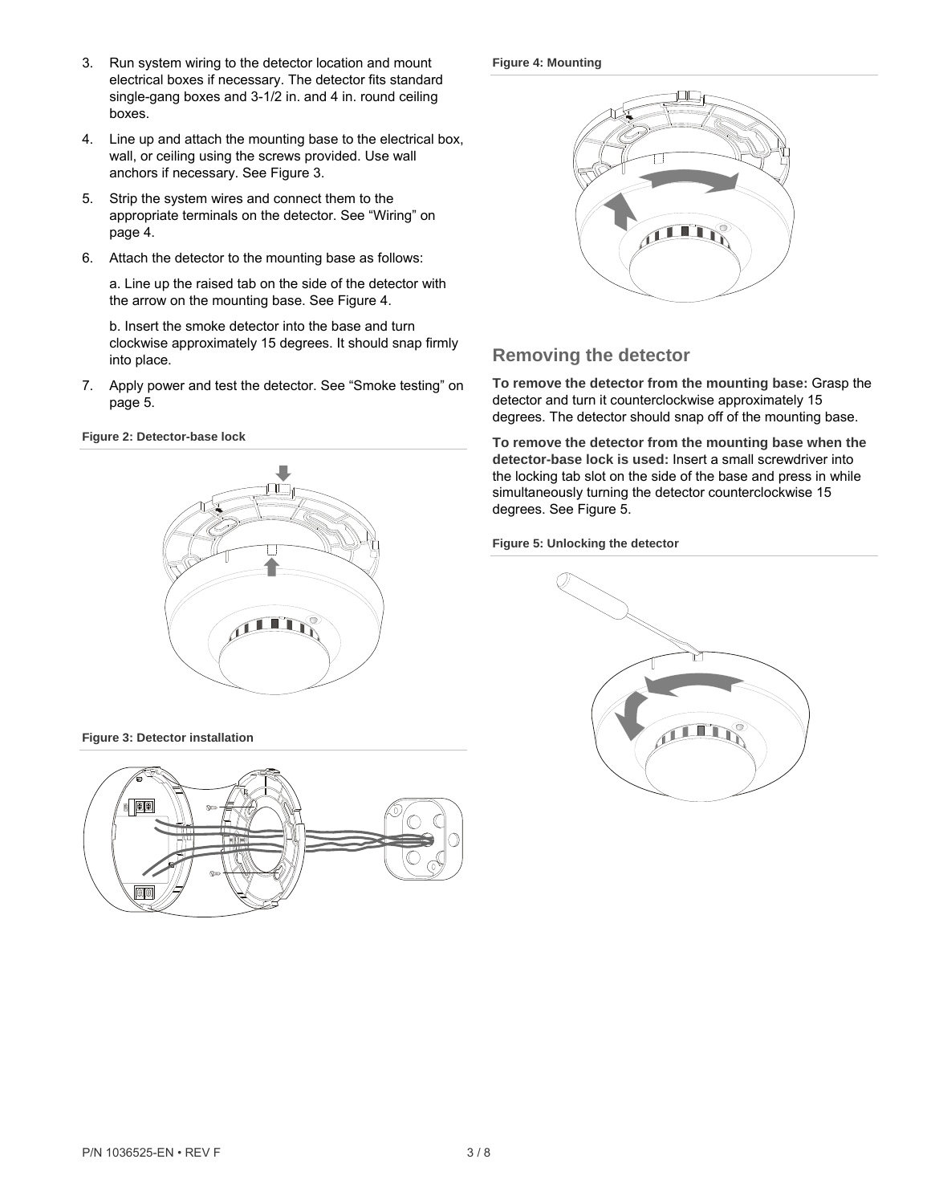3. Run system wiring to the detector location and mount electrical boxes if necessary. The detector fits standard single-gang boxes and 3-1/2 in. and 4 in. round ceiling boxes.

4. Line up and attach the mounting base to the electrical box, wall, or ceiling using the screws provided. Use wall anchors if necessary. See Figure 3.

5. Strip the system wires and connect them to the appropriate terminals on the detector. See "Wiring" on page 4.

6. Attach the detector to the mounting base as follows:

   a. Line up the raised tab on the side of the detector with the arrow on the mounting base. See Figure 4.

   b. Insert the smoke detector into the base and turn clockwise approximately 15 degrees. It should snap firmly into place.

7. Apply power and test the detector. See "Smoke testing" on page 5.

**Figure 2: Detector-base lock**

**Figure 3: Detector installation**

**Figure 4: Mounting**

## Removing the detector

**To remove the detector from the mounting base:** Grasp the detector and turn it counterclockwise approximately 15 degrees. The detector should snap off of the mounting base.

**To remove the detector from the mounting base when the detector-base lock is used:** Insert a small screwdriver into the locking tab slot on the side of the base and press in while simultaneously turning the detector counterclockwise 15 degrees. See Figure 5.

**Figure 5: Unlocking the detector**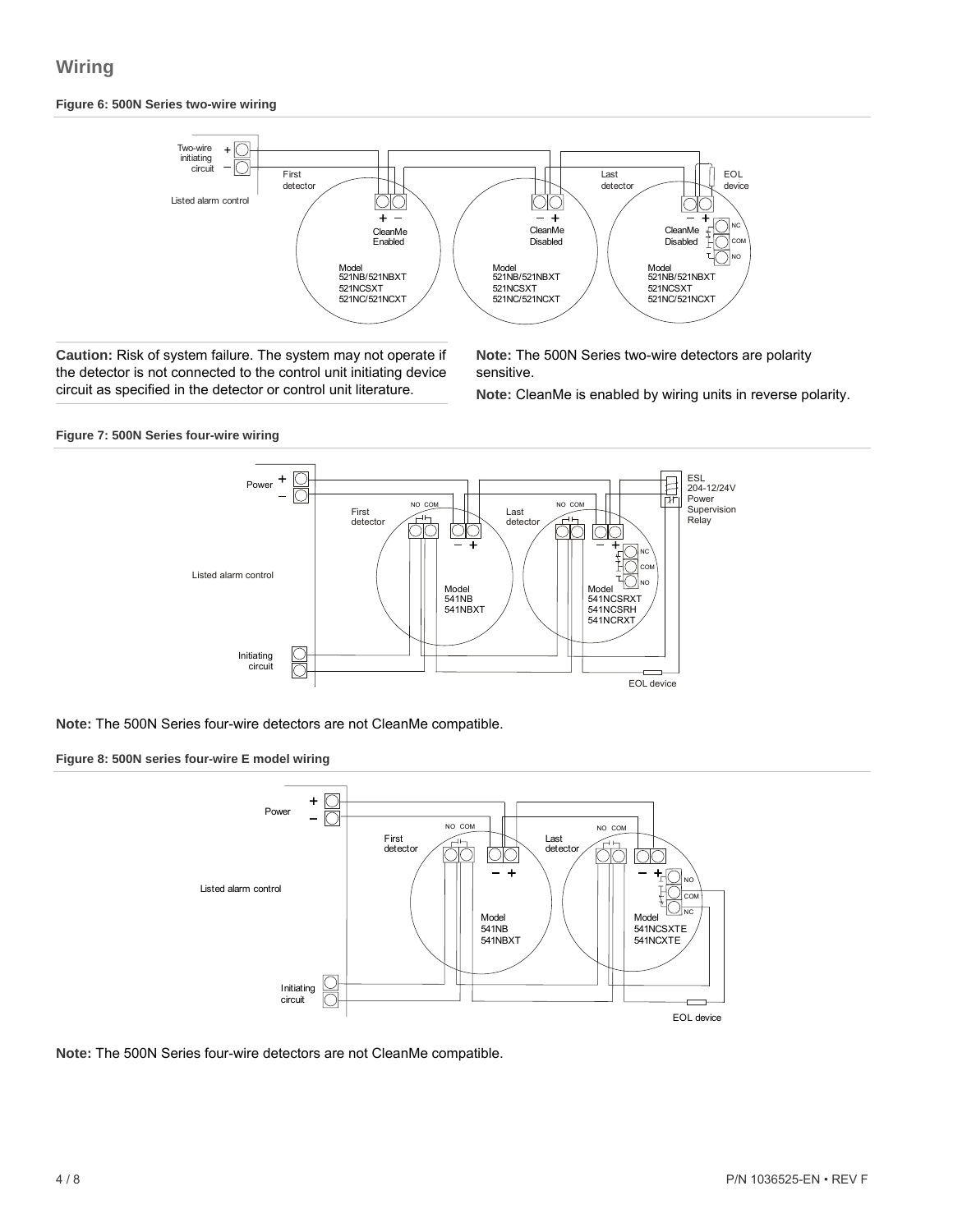## Wiring

**Figure 6: 500N Series two-wire wiring**

**Caution:** Risk of system failure. The system may not operate if the detector is not connected to the control unit initiating device circuit as specified in the detector or control unit literature.

**Note:** The 500N Series two-wire detectors are polarity sensitive.

**Note:** CleanMe is enabled by wiring units in reverse polarity.

**Figure 7: 500N Series four-wire wiring**

**Note:** The 500N Series four-wire detectors are not CleanMe compatible.

**Figure 8: 500N series four-wire E model wiring**

**Note:** The 500N Series four-wire detectors are not CleanMe compatible.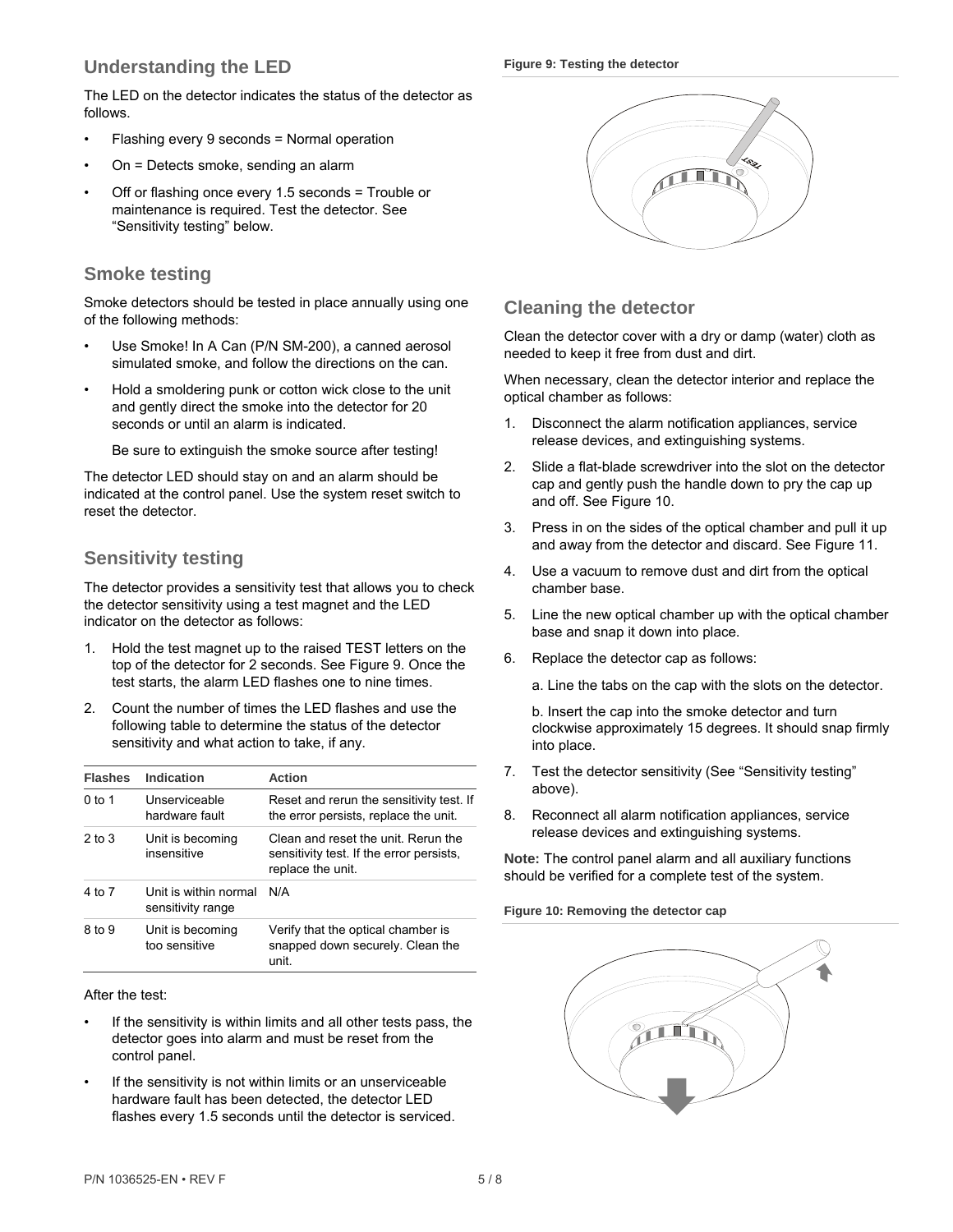## Understanding the LED

The LED on the detector indicates the status of the detector as follows.

- Flashing every 9 seconds = Normal operation
- On = Detects smoke, sending an alarm
- Off or flashing once every 1.5 seconds = Trouble or maintenance is required. Test the detector. See "Sensitivity testing" below.

## Smoke testing

Smoke detectors should be tested in place annually using one of the following methods:

- Use Smoke! In A Can (P/N SM-200), a canned aerosol simulated smoke, and follow the directions on the can.
- Hold a smoldering punk or cotton wick close to the unit and gently direct the smoke into the detector for 20 seconds or until an alarm is indicated.

  Be sure to extinguish the smoke source after testing!

The detector LED should stay on and an alarm should be indicated at the control panel. Use the system reset switch to reset the detector.

## Sensitivity testing

The detector provides a sensitivity test that allows you to check the detector sensitivity using a test magnet and the LED indicator on the detector as follows:

1. Hold the test magnet up to the raised TEST letters on the top of the detector for 2 seconds. See Figure 9. Once the test starts, the alarm LED flashes one to nine times.
2. Count the number of times the LED flashes and use the following table to determine the status of the detector sensitivity and what action to take, if any.

| Flashes | Indication | Action |
|---|---|---|
| 0 to 1 | Unserviceable hardware fault | Reset and rerun the sensitivity test. If the error persists, replace the unit. |
| 2 to 3 | Unit is becoming insensitive | Clean and reset the unit. Rerun the sensitivity test. If the error persists, replace the unit. |
| 4 to 7 | Unit is within normal sensitivity range | N/A |
| 8 to 9 | Unit is becoming too sensitive | Verify that the optical chamber is snapped down securely. Clean the unit. |

After the test:

- If the sensitivity is within limits and all other tests pass, the detector goes into alarm and must be reset from the control panel.
- If the sensitivity is not within limits or an unserviceable hardware fault has been detected, the detector LED flashes every 1.5 seconds until the detector is serviced.

**Figure 9: Testing the detector**

## Cleaning the detector

Clean the detector cover with a dry or damp (water) cloth as needed to keep it free from dust and dirt.

When necessary, clean the detector interior and replace the optical chamber as follows:

1. Disconnect the alarm notification appliances, service release devices, and extinguishing systems.
2. Slide a flat-blade screwdriver into the slot on the detector cap and gently push the handle down to pry the cap up and off. See Figure 10.
3. Press in on the sides of the optical chamber and pull it up and away from the detector and discard. See Figure 11.
4. Use a vacuum to remove dust and dirt from the optical chamber base.
5. Line the new optical chamber up with the optical chamber base and snap it down into place.
6. Replace the detector cap as follows:

   a. Line the tabs on the cap with the slots on the detector.

   b. Insert the cap into the smoke detector and turn clockwise approximately 15 degrees. It should snap firmly into place.
7. Test the detector sensitivity (See "Sensitivity testing" above).
8. Reconnect all alarm notification appliances, service release devices and extinguishing systems.

**Note:** The control panel alarm and all auxiliary functions should be verified for a complete test of the system.

**Figure 10: Removing the detector cap**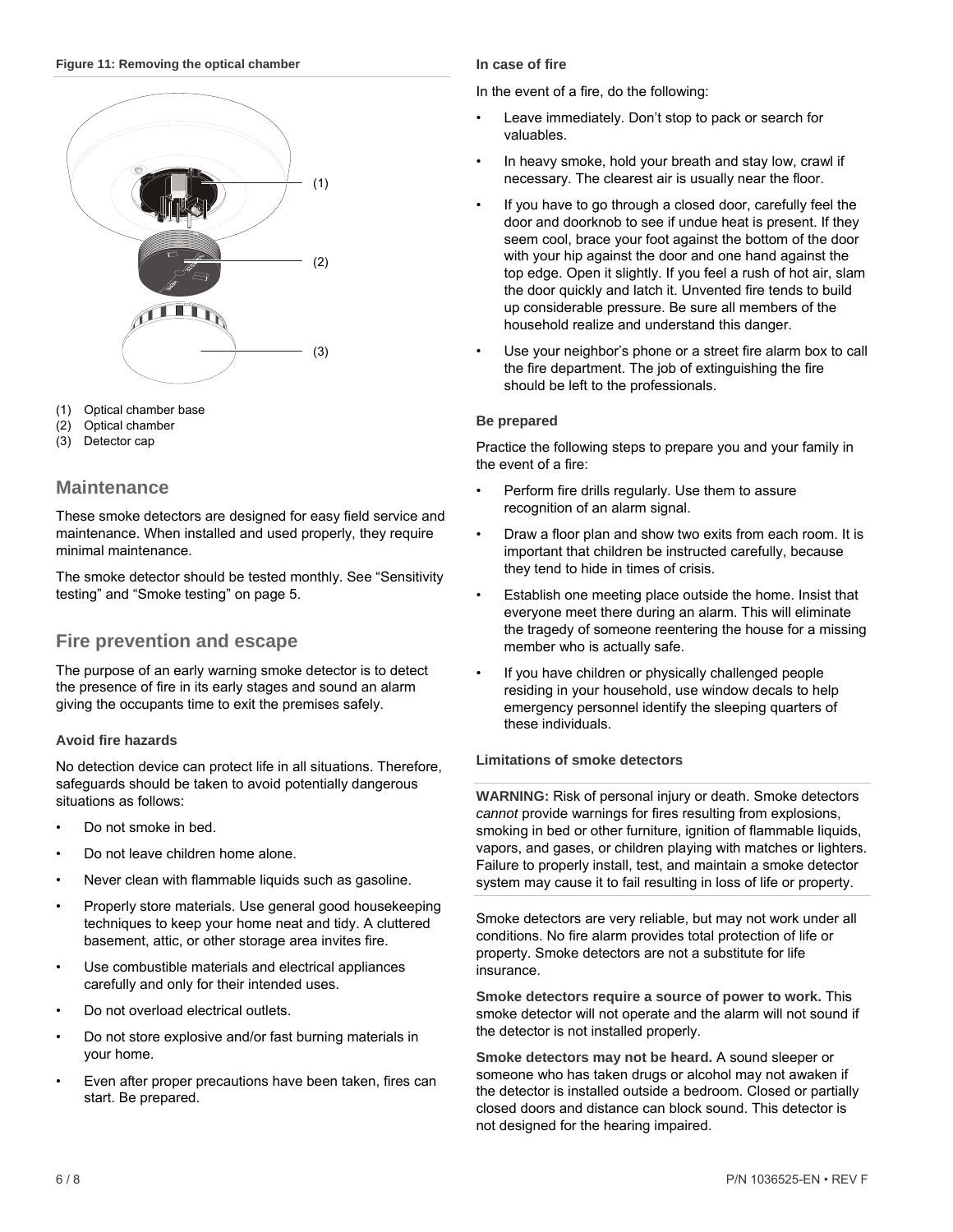**Figure 11: Removing the optical chamber**

(1) Optical chamber base
(2) Optical chamber
(3) Detector cap

## Maintenance

These smoke detectors are designed for easy field service and maintenance. When installed and used properly, they require minimal maintenance.

The smoke detector should be tested monthly. See "Sensitivity testing" and "Smoke testing" on page 5.

## Fire prevention and escape

The purpose of an early warning smoke detector is to detect the presence of fire in its early stages and sound an alarm giving the occupants time to exit the premises safely.

### Avoid fire hazards

No detection device can protect life in all situations. Therefore, safeguards should be taken to avoid potentially dangerous situations as follows:

- Do not smoke in bed.
- Do not leave children home alone.
- Never clean with flammable liquids such as gasoline.
- Properly store materials. Use general good housekeeping techniques to keep your home neat and tidy. A cluttered basement, attic, or other storage area invites fire.
- Use combustible materials and electrical appliances carefully and only for their intended uses.
- Do not overload electrical outlets.
- Do not store explosive and/or fast burning materials in your home.
- Even after proper precautions have been taken, fires can start. Be prepared.

### In case of fire

In the event of a fire, do the following:

- Leave immediately. Don't stop to pack or search for valuables.
- In heavy smoke, hold your breath and stay low, crawl if necessary. The clearest air is usually near the floor.
- If you have to go through a closed door, carefully feel the door and doorknob to see if undue heat is present. If they seem cool, brace your foot against the bottom of the door with your hip against the door and one hand against the top edge. Open it slightly. If you feel a rush of hot air, slam the door quickly and latch it. Unvented fire tends to build up considerable pressure. Be sure all members of the household realize and understand this danger.
- Use your neighbor's phone or a street fire alarm box to call the fire department. The job of extinguishing the fire should be left to the professionals.

### Be prepared

Practice the following steps to prepare you and your family in the event of a fire:

- Perform fire drills regularly. Use them to assure recognition of an alarm signal.
- Draw a floor plan and show two exits from each room. It is important that children be instructed carefully, because they tend to hide in times of crisis.
- Establish one meeting place outside the home. Insist that everyone meet there during an alarm. This will eliminate the tragedy of someone reentering the house for a missing member who is actually safe.
- If you have children or physically challenged people residing in your household, use window decals to help emergency personnel identify the sleeping quarters of these individuals.

### Limitations of smoke detectors

**WARNING:** Risk of personal injury or death. Smoke detectors *cannot* provide warnings for fires resulting from explosions, smoking in bed or other furniture, ignition of flammable liquids, vapors, and gases, or children playing with matches or lighters. Failure to properly install, test, and maintain a smoke detector system may cause it to fail resulting in loss of life or property.

Smoke detectors are very reliable, but may not work under all conditions. No fire alarm provides total protection of life or property. Smoke detectors are not a substitute for life insurance.

**Smoke detectors require a source of power to work.** This smoke detector will not operate and the alarm will not sound if the detector is not installed properly.

**Smoke detectors may not be heard.** A sound sleeper or someone who has taken drugs or alcohol may not awaken if the detector is installed outside a bedroom. Closed or partially closed doors and distance can block sound. This detector is not designed for the hearing impaired.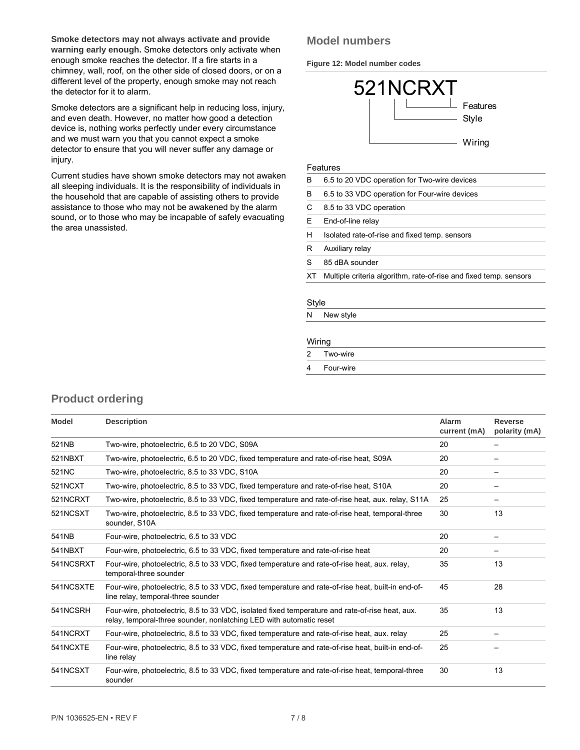**Smoke detectors may not always activate and provide warning early enough.** Smoke detectors only activate when enough smoke reaches the detector. If a fire starts in a chimney, wall, roof, on the other side of closed doors, or on a different level of the property, enough smoke may not reach the detector for it to alarm.

Smoke detectors are a significant help in reducing loss, injury, and even death. However, no matter how good a detection device is, nothing works perfectly under every circumstance and we must warn you that you cannot expect a smoke detector to ensure that you will never suffer any damage or injury.

Current studies have shown smoke detectors may not awaken all sleeping individuals. It is the responsibility of individuals in the household that are capable of assisting others to provide assistance to those who may not be awakened by the alarm sound, or to those who may be incapable of safely evacuating the area unassisted.

## Model numbers

**Figure 12: Model number codes**

```
521NCRXT
|   |  |___ Features
|   |______ Style
|__________ Wiring
```

| Features | |
|---|---|
| B | 6.5 to 20 VDC operation for Two-wire devices |
| B | 6.5 to 33 VDC operation for Four-wire devices |
| C | 8.5 to 33 VDC operation |
| E | End-of-line relay |
| H | Isolated rate-of-rise and fixed temp. sensors |
| R | Auxiliary relay |
| S | 85 dBA sounder |
| XT | Multiple criteria algorithm, rate-of-rise and fixed temp. sensors |

| Style | |
|---|---|
| N | New style |

| Wiring | |
|---|---|
| 2 | Two-wire |
| 4 | Four-wire |

## Product ordering

| Model | Description | Alarm current (mA) | Reverse polarity (mA) |
|---|---|---|---|
| 521NB | Two-wire, photoelectric, 6.5 to 20 VDC, S09A | 20 | – |
| 521NBXT | Two-wire, photoelectric, 6.5 to 20 VDC, fixed temperature and rate-of-rise heat, S09A | 20 | – |
| 521NC | Two-wire, photoelectric, 8.5 to 33 VDC, S10A | 20 | – |
| 521NCXT | Two-wire, photoelectric, 8.5 to 33 VDC, fixed temperature and rate-of-rise heat, S10A | 20 | – |
| 521NCRXT | Two-wire, photoelectric, 8.5 to 33 VDC, fixed temperature and rate-of-rise heat, aux. relay, S11A | 25 | – |
| 521NCSXT | Two-wire, photoelectric, 8.5 to 33 VDC, fixed temperature and rate-of-rise heat, temporal-three sounder, S10A | 30 | 13 |
| 541NB | Four-wire, photoelectric, 6.5 to 33 VDC | 20 | – |
| 541NBXT | Four-wire, photoelectric, 6.5 to 33 VDC, fixed temperature and rate-of-rise heat | 20 | – |
| 541NCSRXT | Four-wire, photoelectric, 8.5 to 33 VDC, fixed temperature and rate-of-rise heat, aux. relay, temporal-three sounder | 35 | 13 |
| 541NCSXTE | Four-wire, photoelectric, 8.5 to 33 VDC, fixed temperature and rate-of-rise heat, built-in end-of-line relay, temporal-three sounder | 45 | 28 |
| 541NCSRH | Four-wire, photoelectric, 8.5 to 33 VDC, isolated fixed temperature and rate-of-rise heat, aux. relay, temporal-three sounder, nonlatching LED with automatic reset | 35 | 13 |
| 541NCRXT | Four-wire, photoelectric, 8.5 to 33 VDC, fixed temperature and rate-of-rise heat, aux. relay | 25 | – |
| 541NCXTE | Four-wire, photoelectric, 8.5 to 33 VDC, fixed temperature and rate-of-rise heat, built-in end-of-line relay | 25 | – |
| 541NCSXT | Four-wire, photoelectric, 8.5 to 33 VDC, fixed temperature and rate-of-rise heat, temporal-three sounder | 30 | 13 |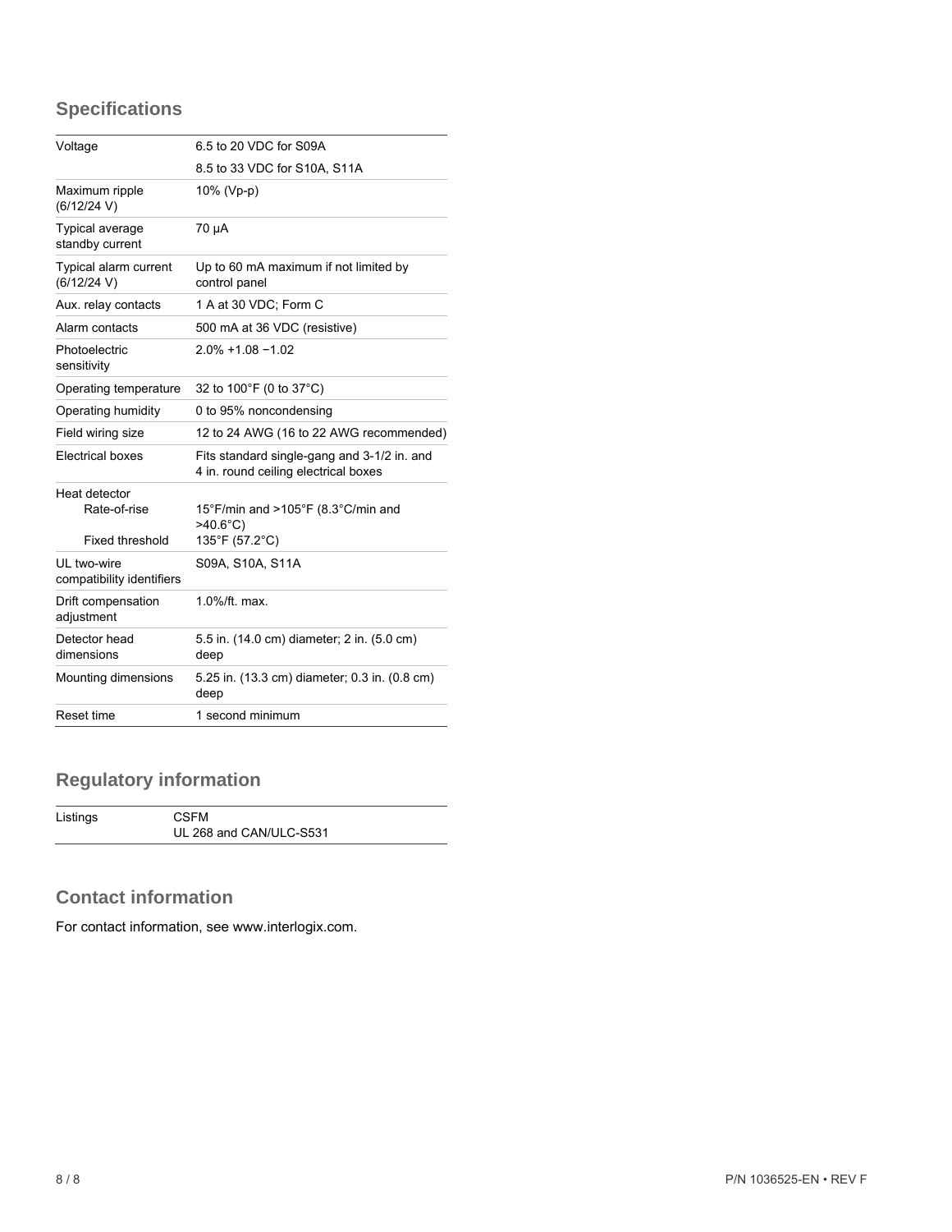## Specifications

| | |
|---|---|
| Voltage | 6.5 to 20 VDC for S09A |
| | 8.5 to 33 VDC for S10A, S11A |
| Maximum ripple (6/12/24 V) | 10% (Vp-p) |
| Typical average standby current | 70 µA |
| Typical alarm current (6/12/24 V) | Up to 60 mA maximum if not limited by control panel |
| Aux. relay contacts | 1 A at 30 VDC; Form C |
| Alarm contacts | 500 mA at 36 VDC (resistive) |
| Photoelectric sensitivity | 2.0% +1.08 −1.02 |
| Operating temperature | 32 to 100°F (0 to 37°C) |
| Operating humidity | 0 to 95% noncondensing |
| Field wiring size | 12 to 24 AWG (16 to 22 AWG recommended) |
| Electrical boxes | Fits standard single-gang and 3-1/2 in. and 4 in. round ceiling electrical boxes |
| Heat detector | |
| Rate-of-rise | 15°F/min and >105°F (8.3°C/min and >40.6°C) |
| Fixed threshold | 135°F (57.2°C) |
| UL two-wire compatibility identifiers | S09A, S10A, S11A |
| Drift compensation adjustment | 1.0%/ft. max. |
| Detector head dimensions | 5.5 in. (14.0 cm) diameter; 2 in. (5.0 cm) deep |
| Mounting dimensions | 5.25 in. (13.3 cm) diameter; 0.3 in. (0.8 cm) deep |
| Reset time | 1 second minimum |

## Regulatory information

| | |
|---|---|
| Listings | CSFM<br>UL 268 and CAN/ULC-S531 |

## Contact information

For contact information, see www.interlogix.com.